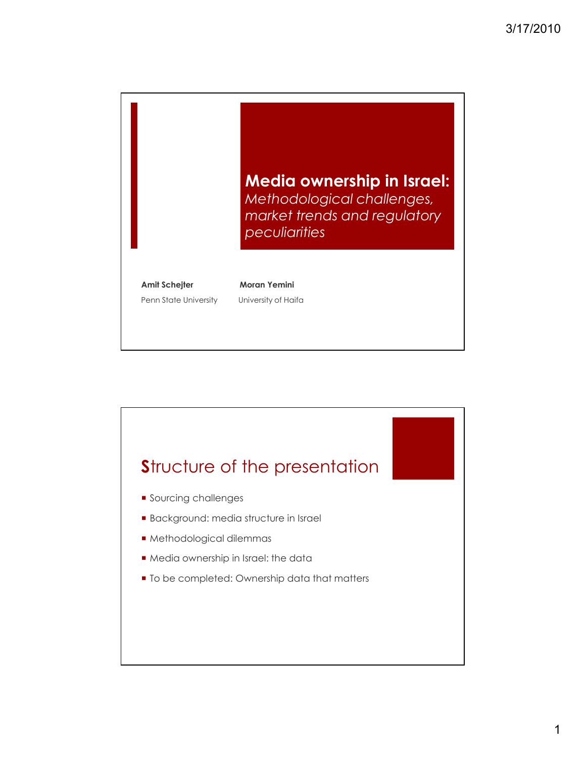# Media ownership in Israel:

*Methodological challenges, market trends and regulatory peculiarities*

**Amit Schejter**
Penn State University

**Moran Yemini**
University of Haifa

## Structure of the presentation

- Sourcing challenges
- Background: media structure in Israel
- Methodological dilemmas
- Media ownership in Israel: the data
- To be completed: Ownership data that matters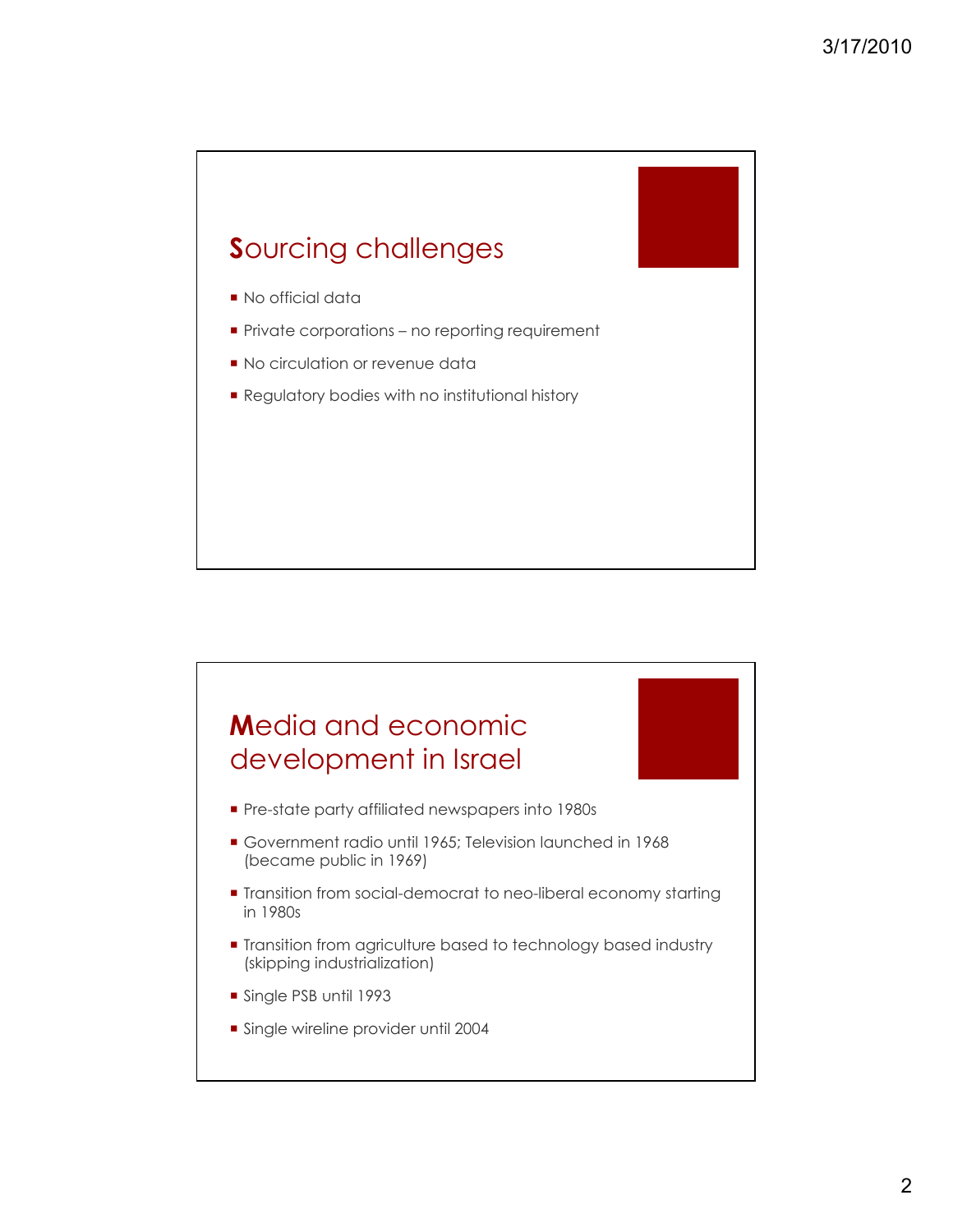## Sourcing challenges

- No official data
- Private corporations – no reporting requirement
- No circulation or revenue data
- Regulatory bodies with no institutional history

## Media and economic development in Israel

- Pre-state party affiliated newspapers into 1980s
- Government radio until 1965; Television launched in 1968 (became public in 1969)
- Transition from social-democrat to neo-liberal economy starting in 1980s
- Transition from agriculture based to technology based industry (skipping industrialization)
- Single PSB until 1993
- Single wireline provider until 2004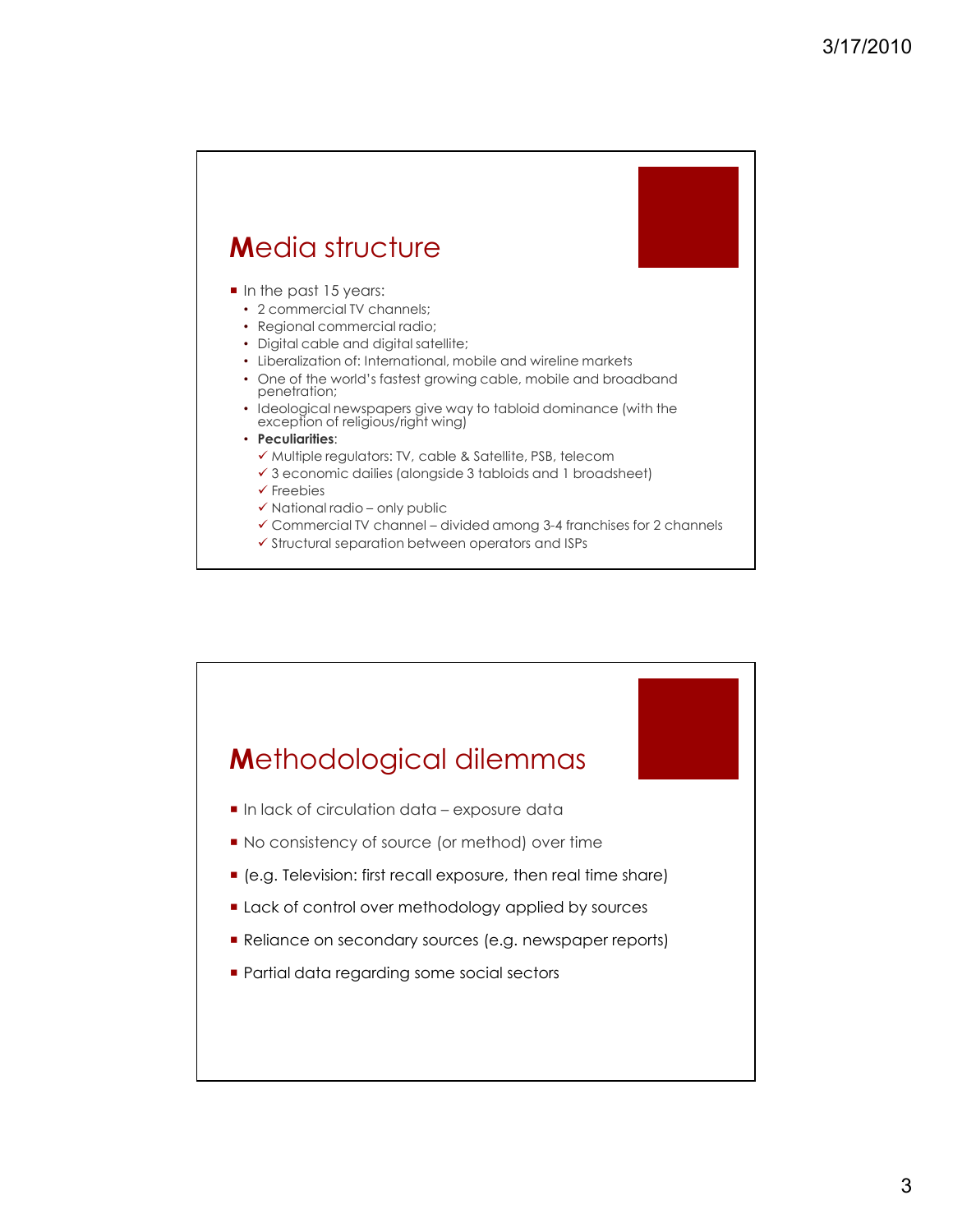## Media structure

- In the past 15 years:
  - 2 commercial TV channels;
  - Regional commercial radio;
  - Digital cable and digital satellite;
  - Liberalization of: International, mobile and wireline markets
  - One of the world's fastest growing cable, mobile and broadband penetration;
  - Ideological newspapers give way to tabloid dominance (with the exception of religious/right wing)
  - **Peculiarities**:
    - ✓ Multiple regulators: TV, cable & Satellite, PSB, telecom
    - ✓ 3 economic dailies (alongside 3 tabloids and 1 broadsheet)
    - ✓ Freebies
    - ✓ National radio – only public
    - ✓ Commercial TV channel – divided among 3-4 franchises for 2 channels
    - ✓ Structural separation between operators and ISPs

## Methodological dilemmas

- In lack of circulation data – exposure data
- No consistency of source (or method) over time
- (e.g. Television: first recall exposure, then real time share)
- Lack of control over methodology applied by sources
- Reliance on secondary sources (e.g. newspaper reports)
- Partial data regarding some social sectors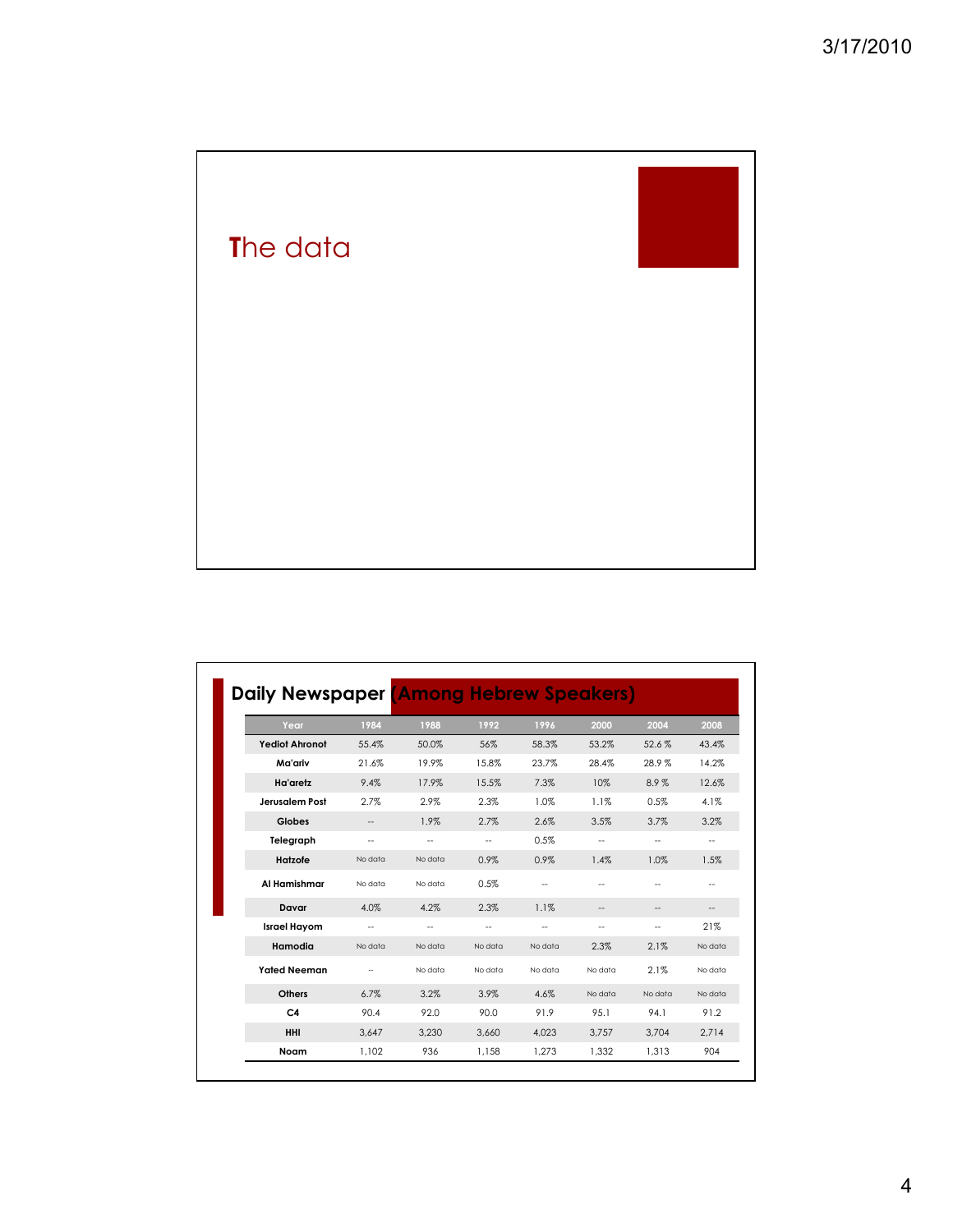# The data

## Daily Newspaper (Among Hebrew Speakers)

| Year | 1984 | 1988 | 1992 | 1996 | 2000 | 2004 | 2008 |
|---|---|---|---|---|---|---|---|
| Yediot Ahronot | 55.4% | 50.0% | 56% | 58.3% | 53.2% | 52.6 % | 43.4% |
| Ma'ariv | 21.6% | 19.9% | 15.8% | 23.7% | 28.4% | 28.9 % | 14.2% |
| Ha'aretz | 9.4% | 17.9% | 15.5% | 7.3% | 10% | 8.9 % | 12.6% |
| Jerusalem Post | 2.7% | 2.9% | 2.3% | 1.0% | 1.1% | 0.5% | 4.1% |
| Globes | -- | 1.9% | 2.7% | 2.6% | 3.5% | 3.7% | 3.2% |
| Telegraph | -- | -- | -- | 0.5% | -- | -- | -- |
| Hatzofe | No data | No data | 0.9% | 0.9% | 1.4% | 1.0% | 1.5% |
| Al Hamishmar | No data | No data | 0.5% | -- | -- | -- | -- |
| Davar | 4.0% | 4.2% | 2.3% | 1.1% | -- | -- | -- |
| Israel Hayom | -- | -- | -- | -- | -- | -- | 21% |
| Hamodia | No data | No data | No data | No data | 2.3% | 2.1% | No data |
| Yated Neeman | -- | No data | No data | No data | No data | 2.1% | No data |
| Others | 6.7% | 3.2% | 3.9% | 4.6% | No data | No data | No data |
| C4 | 90.4 | 92.0 | 90.0 | 91.9 | 95.1 | 94.1 | 91.2 |
| HHI | 3,647 | 3,230 | 3,660 | 4,023 | 3,757 | 3,704 | 2,714 |
| Noam | 1,102 | 936 | 1,158 | 1,273 | 1,332 | 1,313 | 904 |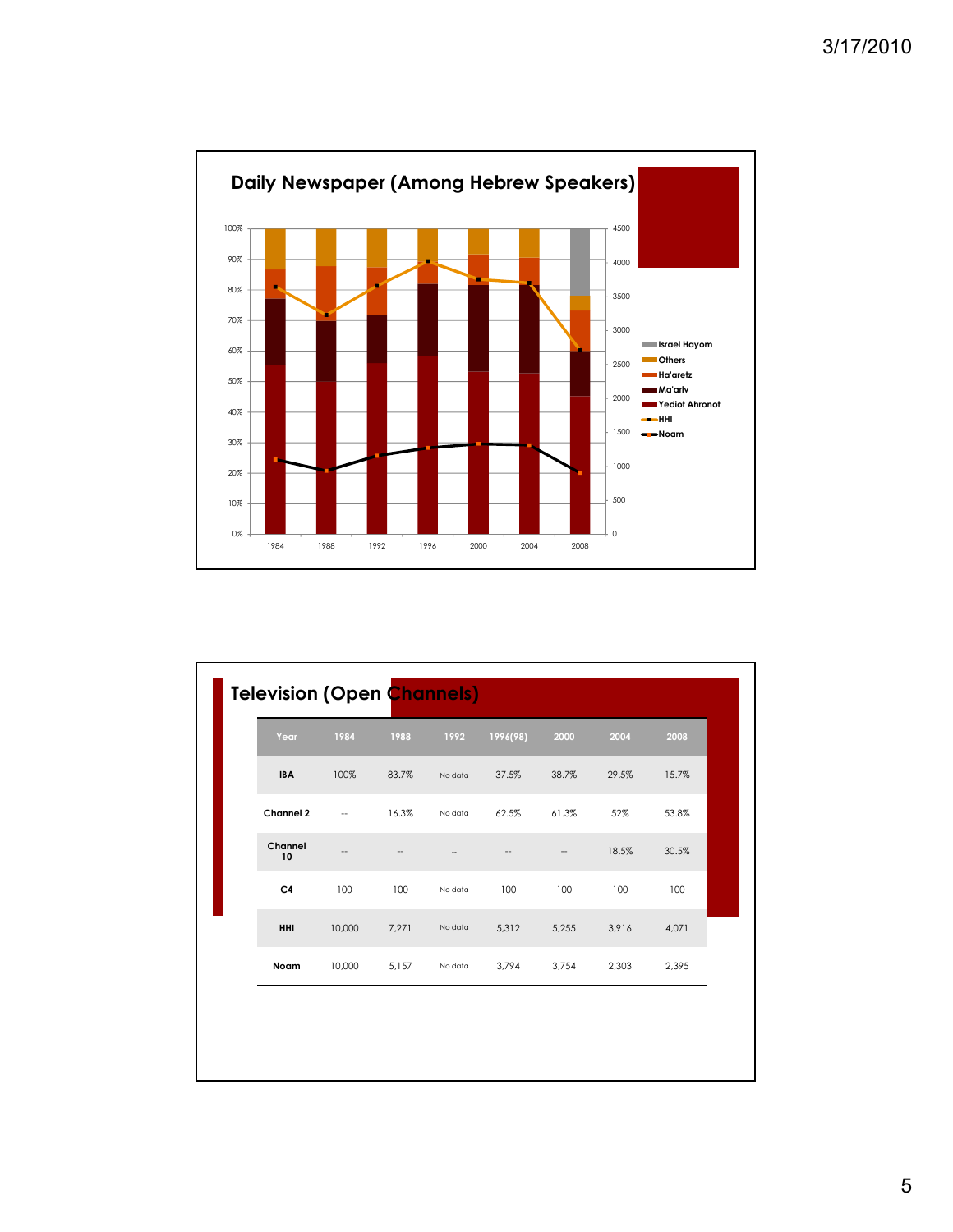## Daily Newspaper (Among Hebrew Speakers)

Legend: Israel Hayom, Others, Ha'aretz, Ma'ariv, Yediot Ahronot, HHI, Noam

Years: 1984, 1988, 1992, 1996, 2000, 2004, 2008

## Television (Open Channels)

| Year | 1984 | 1988 | 1992 | 1996(98) | 2000 | 2004 | 2008 |
|---|---|---|---|---|---|---|---|
| **IBA** | 100% | 83.7% | No data | 37.5% | 38.7% | 29.5% | 15.7% |
| **Channel 2** | -- | 16.3% | No data | 62.5% | 61.3% | 52% | 53.8% |
| **Channel 10** | -- | -- | -- | -- | -- | 18.5% | 30.5% |
| **C4** | 100 | 100 | No data | 100 | 100 | 100 | 100 |
| **HHI** | 10,000 | 7,271 | No data | 5,312 | 5,255 | 3,916 | 4,071 |
| **Noam** | 10,000 | 5,157 | No data | 3,794 | 3,754 | 2,303 | 2,395 |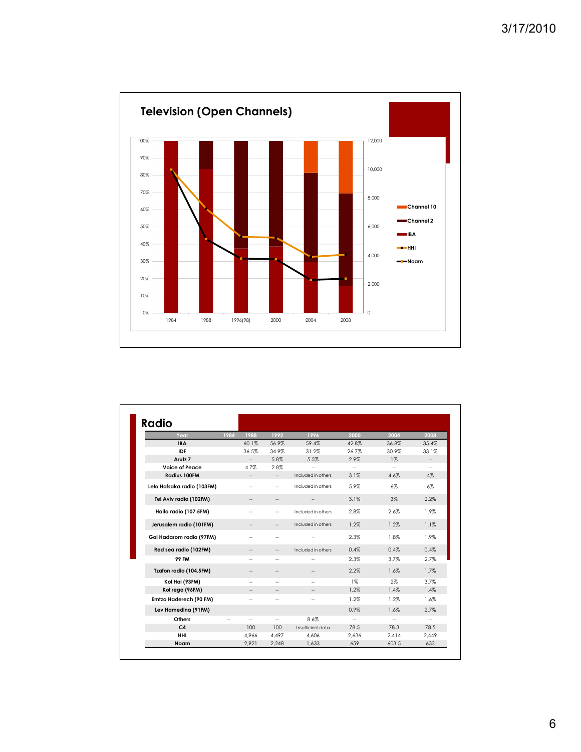# Television (Open Channels)

Legend: Channel 10, Channel 2, IBA, HHI, Noam

Y-axis (left): 0%–100%; Y-axis (right): 0–12,000

X-axis: 1984, 1988, 1996(98), 2000, 2004, 2008

# Radio

| Year | 1984 | 1988 | 1992 | 1996 | 2000 | 2004 | 2008 |
|---|---|---|---|---|---|---|---|
| IBA | | 60.1% | 56.9% | 59.4% | 42.8% | 36.8% | 35.4% |
| IDF | | 36.5% | 34.9% | 31.2% | 26.7% | 30.9% | 33.1% |
| Arutz 7 | | -- | 5.8% | 5.5% | 2.9% | 1% | -- |
| Voice of Peace | | 4.7% | 2.8% | -- | -- | -- | -- |
| Radius 100FM | | -- | -- | Included in others | 3.1% | 4.6% | 4% |
| Lelo Hafsaka radio (103FM) | | -- | -- | Included in others | 5.9% | 6% | 6% |
| Tel Aviv radio (102FM) | | -- | -- | -- | 3.1% | 3% | 2.2% |
| Haifa radio (107.5FM) | | -- | -- | Included in others | 2.8% | 2.6% | 1.9% |
| Jerusalem radio (101FM) | | -- | -- | Included in others | 1.2% | 1.2% | 1.1% |
| Gal Hadarom radio (97FM) | | -- | -- | -- | 2.3% | 1.8% | 1.9% |
| Red sea radio (102FM) | | -- | -- | Included in others | 0.4% | 0.4% | 0.4% |
| 99 FM | | -- | -- | -- | 2.3% | 3.7% | 2.7% |
| Tzafon radio (104.5FM) | | -- | -- | -- | 2.2% | 1.6% | 1.7% |
| Kol Hai (93FM) | | -- | -- | -- | 1% | 2% | 3.7% |
| Kol rega (96FM) | | -- | -- | -- | 1.2% | 1.4% | 1.4% |
| Emtza Haderech (90 FM) | | -- | -- | -- | 1.2% | 1.2% | 1.6% |
| Lev Hamedina (91FM) | | | | | 0.9% | 1.6% | 2.7% |
| Others | -- | -- | -- | 8.6% | -- | -- | -- |
| C4 | | 100 | 100 | Insufficient data | 78.5 | 78.3 | 78.5 |
| HHI | | 4,966 | 4,497 | 4,606 | 2,636 | 2,414 | 2,449 |
| Noam | | 2,921 | 2,248 | 1,633 | 659 | 603.5 | 633 |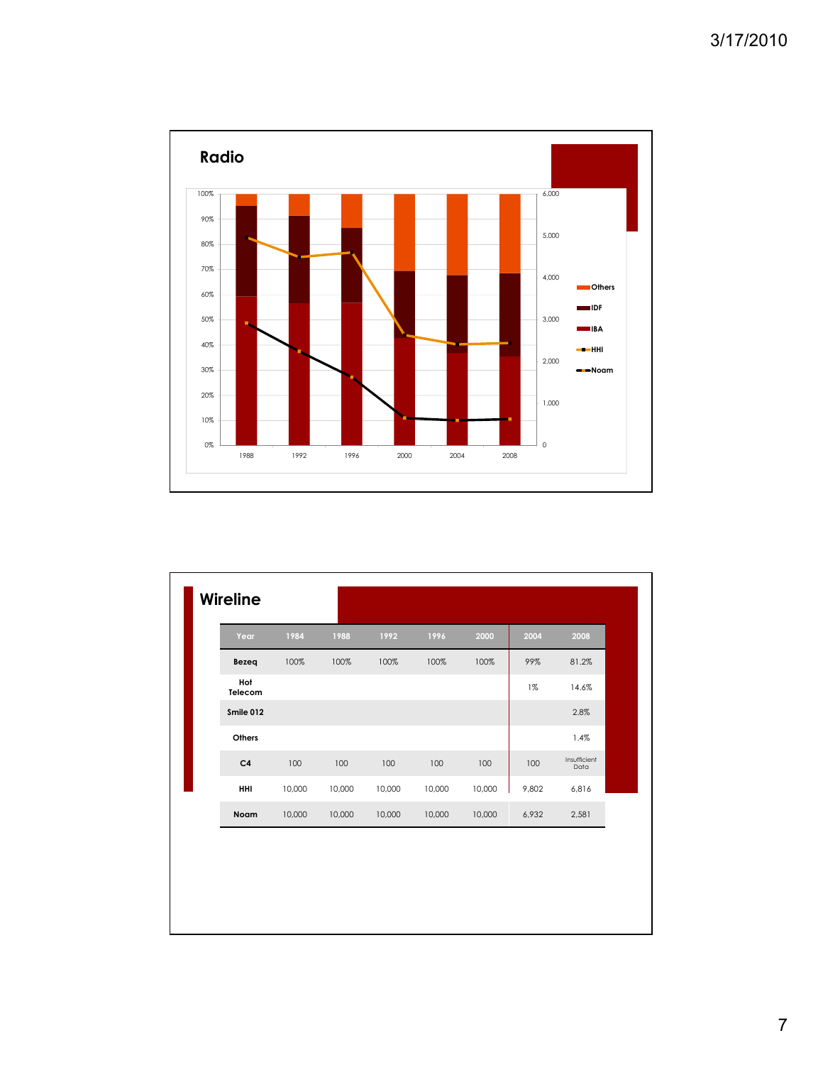## Radio

100%
90%
80%
70%
60%
50%
40%
30%
20%
10%
0%

6,000
5,000
4,000
3,000
2,000
1,000
0

1988 1992 1996 2000 2004 2008

Others
IDF
IBA
HHI
Noam

## Wireline

| Year | 1984 | 1988 | 1992 | 1996 | 2000 | 2004 | 2008 |
|---|---|---|---|---|---|---|---|
| Bezeq | 100% | 100% | 100% | 100% | 100% | 99% | 81.2% |
| Hot Telecom | | | | | | 1% | 14.6% |
| Smile 012 | | | | | | | 2.8% |
| Others | | | | | | | 1.4% |
| C4 | 100 | 100 | 100 | 100 | 100 | 100 | Insufficient Data |
| HHI | 10,000 | 10,000 | 10,000 | 10,000 | 10,000 | 9,802 | 6,816 |
| Noam | 10,000 | 10,000 | 10,000 | 10,000 | 10,000 | 6,932 | 2,581 |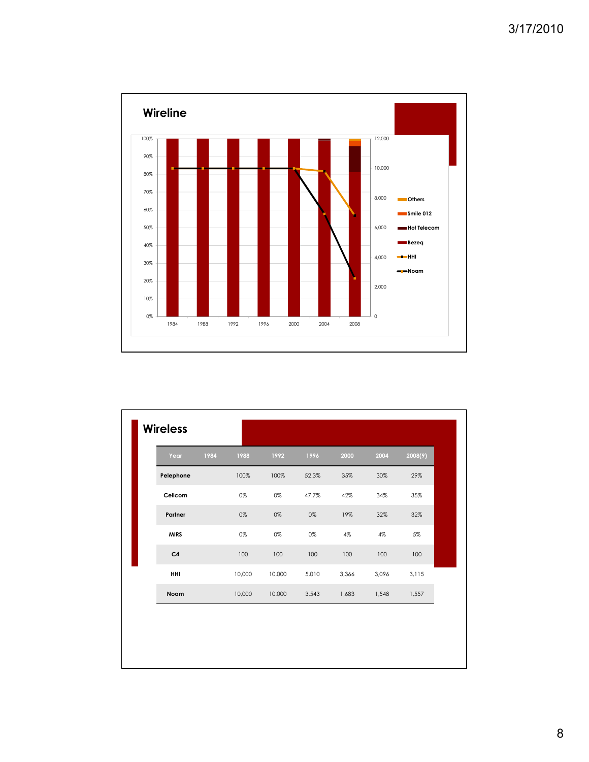## Wireline

## Wireless

| Year | 1984 | 1988 | 1992 | 1996 | 2000 | 2004 | 2008(9) |
|---|---|---|---|---|---|---|---|
| Pelephone | | 100% | 100% | 52.3% | 35% | 30% | 29% |
| Cellcom | | 0% | 0% | 47.7% | 42% | 34% | 35% |
| Partner | | 0% | 0% | 0% | 19% | 32% | 32% |
| MIRS | | 0% | 0% | 0% | 4% | 4% | 5% |
| C4 | | 100 | 100 | 100 | 100 | 100 | 100 |
| HHI | | 10,000 | 10,000 | 5,010 | 3,366 | 3,096 | 3,115 |
| Noam | | 10,000 | 10,000 | 3,543 | 1,683 | 1,548 | 1,557 |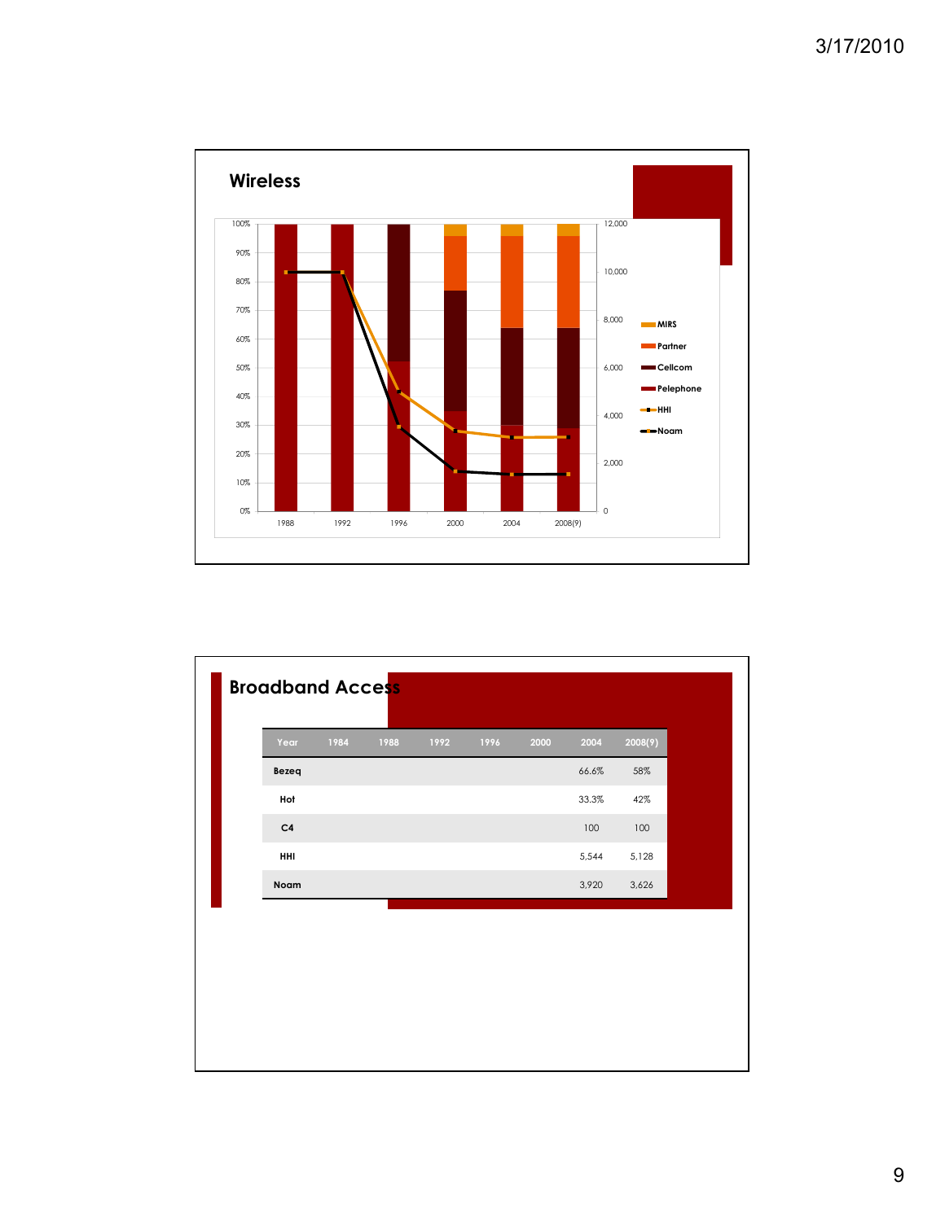## Wireless

## Broadband Access

| Year | 1984 | 1988 | 1992 | 1996 | 2000 | 2004 | 2008(9) |
|---|---|---|---|---|---|---|---|
| Bezeq | | | | | | 66.6% | 58% |
| Hot | | | | | | 33.3% | 42% |
| C4 | | | | | | 100 | 100 |
| HHI | | | | | | 5,544 | 5,128 |
| Noam | | | | | | 3,920 | 3,626 |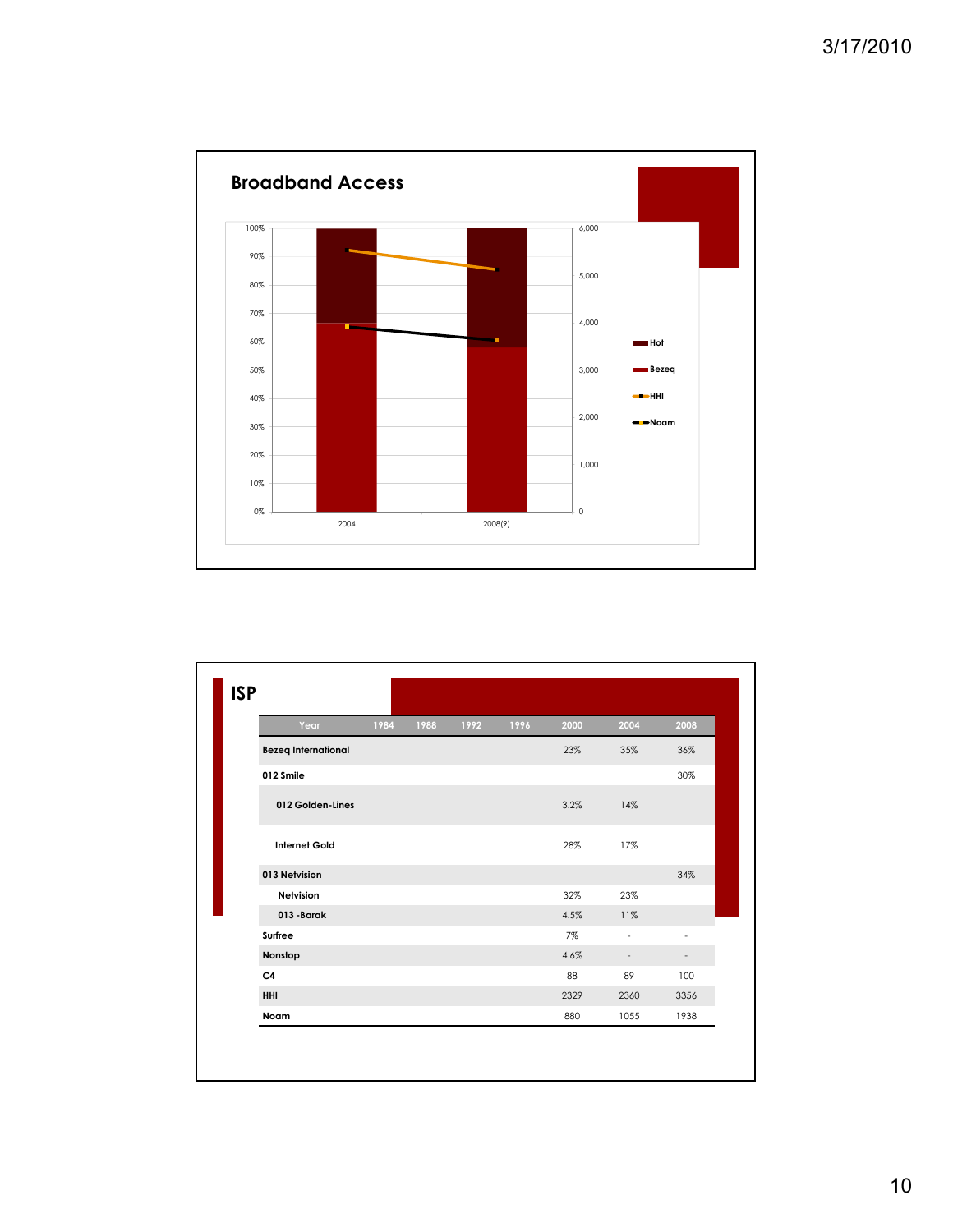## Broadband Access

100%
90%
80%
70%
60%
50%
40%
30%
20%
10%
0%

6,000
5,000
4,000
3,000
2,000
1,000
0

2004
2008(9)

Hot
Bezeq
HHI
Noam

## ISP

| Year | 1984 | 1988 | 1992 | 1996 | 2000 | 2004 | 2008 |
|---|---|---|---|---|---|---|---|
| **Bezeq International** | | | | | 23% | 35% | 36% |
| **012 Smile** | | | | | | | 30% |
| **012 Golden-Lines** | | | | | 3.2% | 14% | |
| **Internet Gold** | | | | | 28% | 17% | |
| **013 Netvision** | | | | | | | 34% |
| **Netvision** | | | | | 32% | 23% | |
| **013 -Barak** | | | | | 4.5% | 11% | |
| **Surfree** | | | | | 7% | - | - |
| **Nonstop** | | | | | 4.6% | - | - |
| **C4** | | | | | 88 | 89 | 100 |
| **HHI** | | | | | 2329 | 2360 | 3356 |
| **Noam** | | | | | 880 | 1055 | 1938 |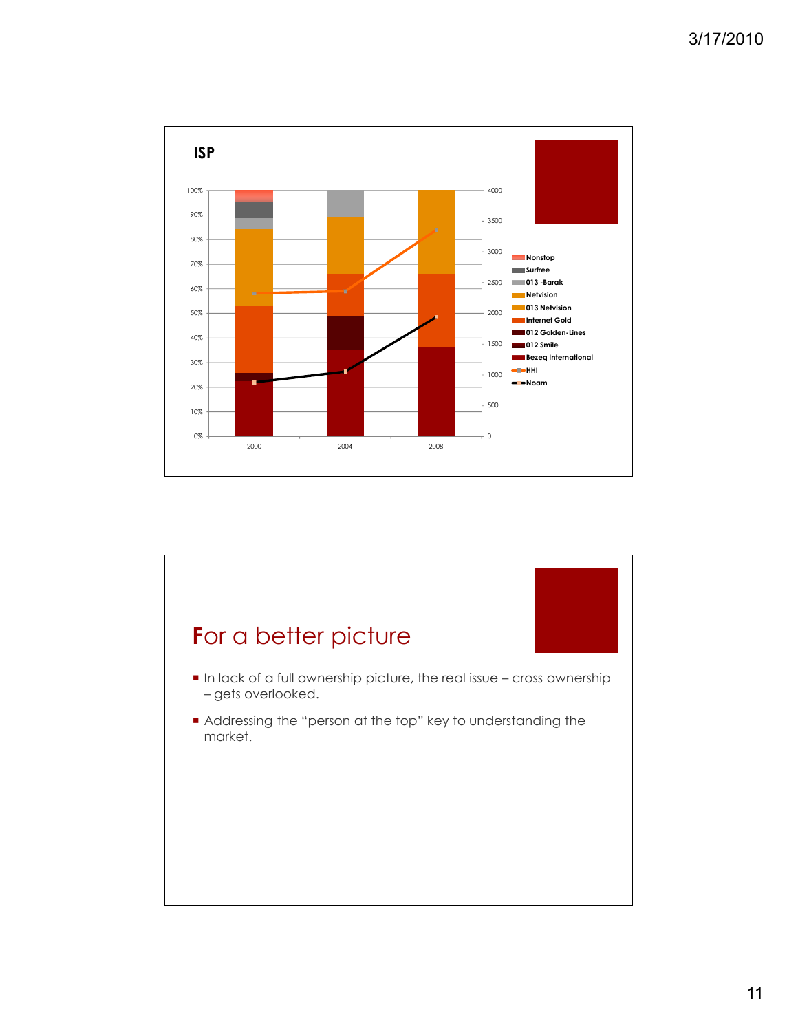## ISP

| | 2000 | 2004 | 2008 |
|---|---|---|---|
| Axis (left) | 0%–100% | | |
| Axis (right) | 0–4000 | | |

Legend: Nonstop, Surfree, 013 -Barak, Netvision, 013 Netvision, Internet Gold, 012 Golden-Lines, 012 Smile, Bezeq International, HHI, Noam

# For a better picture

- In lack of a full ownership picture, the real issue – cross ownership – gets overlooked.
- Addressing the "person at the top" key to understanding the market.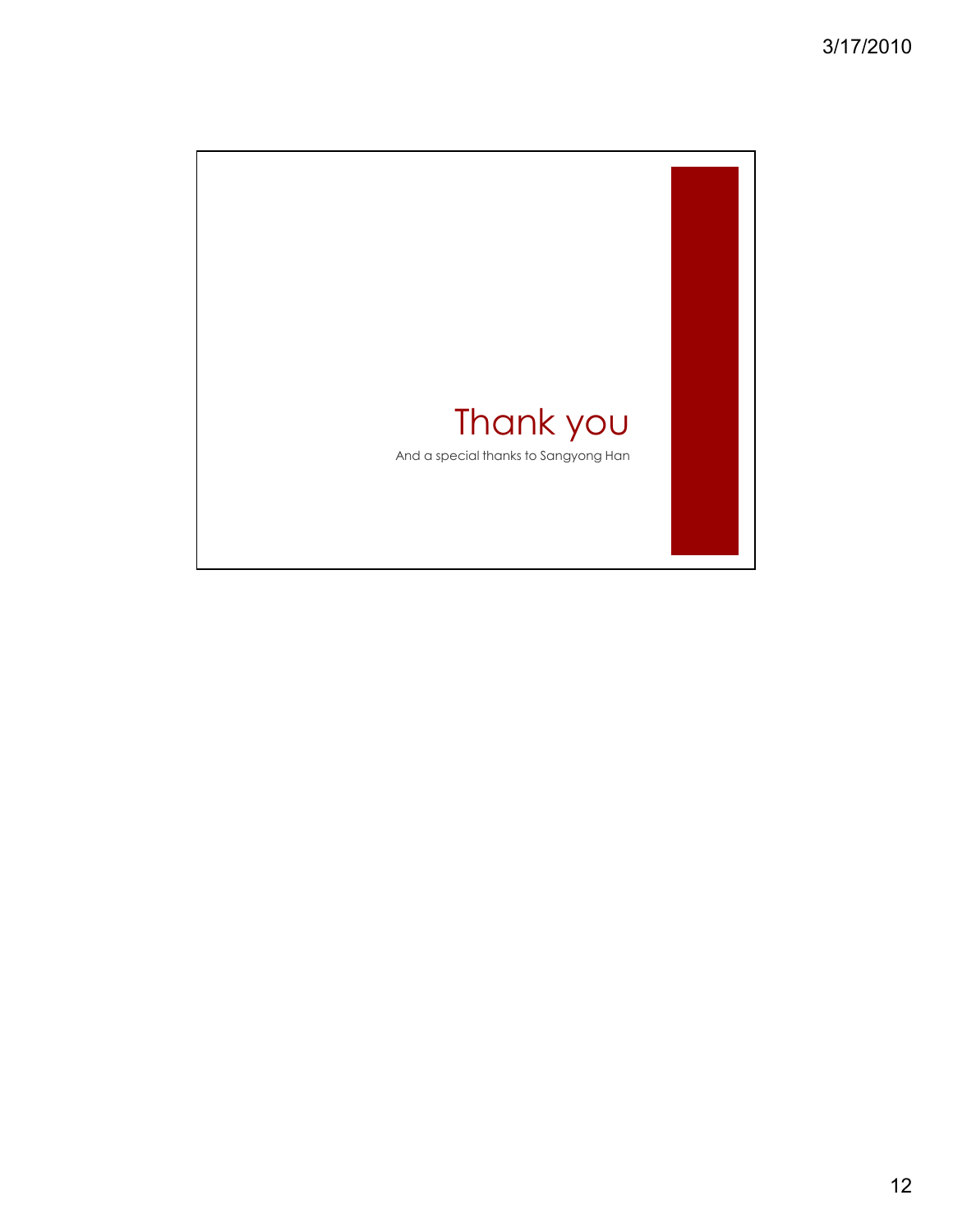# Thank you

And a special thanks to Sangyong Han